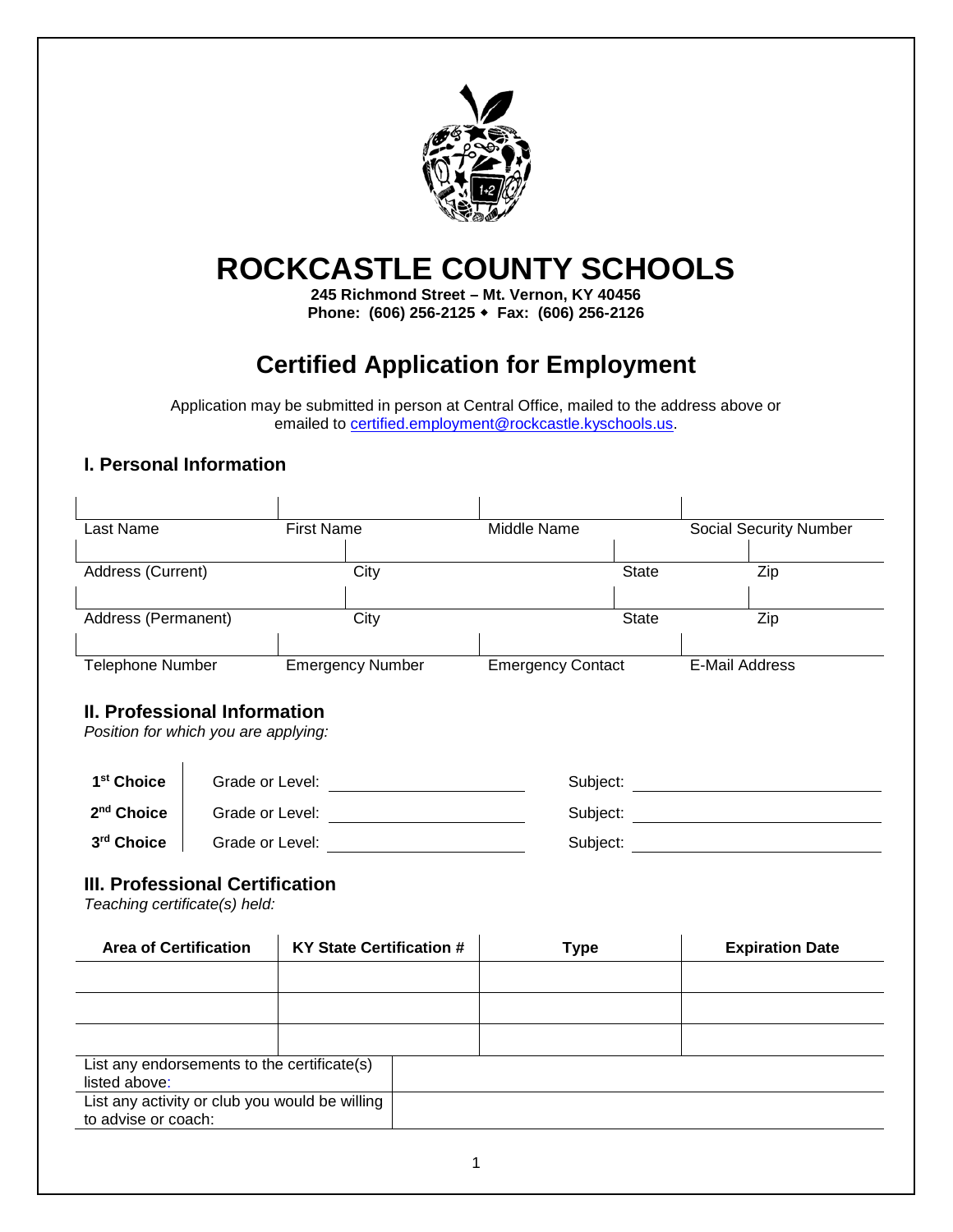# ROCKCASTLE COUNTY SCHOOLS

**245 Richmond Street – Mt. Vernon, KY 40456**
**Phone: (606) 256-2125 ◆ Fax: (606) 256-2126**

## Certified Application for Employment

Application may be submitted in person at Central Office, mailed to the address above or emailed to certified.employment@rockcastle.kyschools.us.

### I. Personal Information

| Last Name | First Name | Middle Name | Social Security Number |
|---|---|---|---|
| | | | |

| Address (Current) | City | State | Zip |
|---|---|---|---|
| | | | |

| Address (Permanent) | City | State | Zip |
|---|---|---|---|
| | | | |

| Telephone Number | Emergency Number | Emergency Contact | E-Mail Address |
|---|---|---|---|
| | | | |

### II. Professional Information

*Position for which you are applying:*

| | Grade or Level | Subject |
|---|---|---|
| **1st Choice** | | |
| **2nd Choice** | | |
| **3rd Choice** | | |

### III. Professional Certification

*Teaching certificate(s) held:*

| Area of Certification | KY State Certification # | Type | Expiration Date |
|---|---|---|---|
| | | | |
| | | | |
| | | | |

| | |
|---|---|
| List any endorsements to the certificate(s) listed above: | |
| List any activity or club you would be willing to advise or coach: | |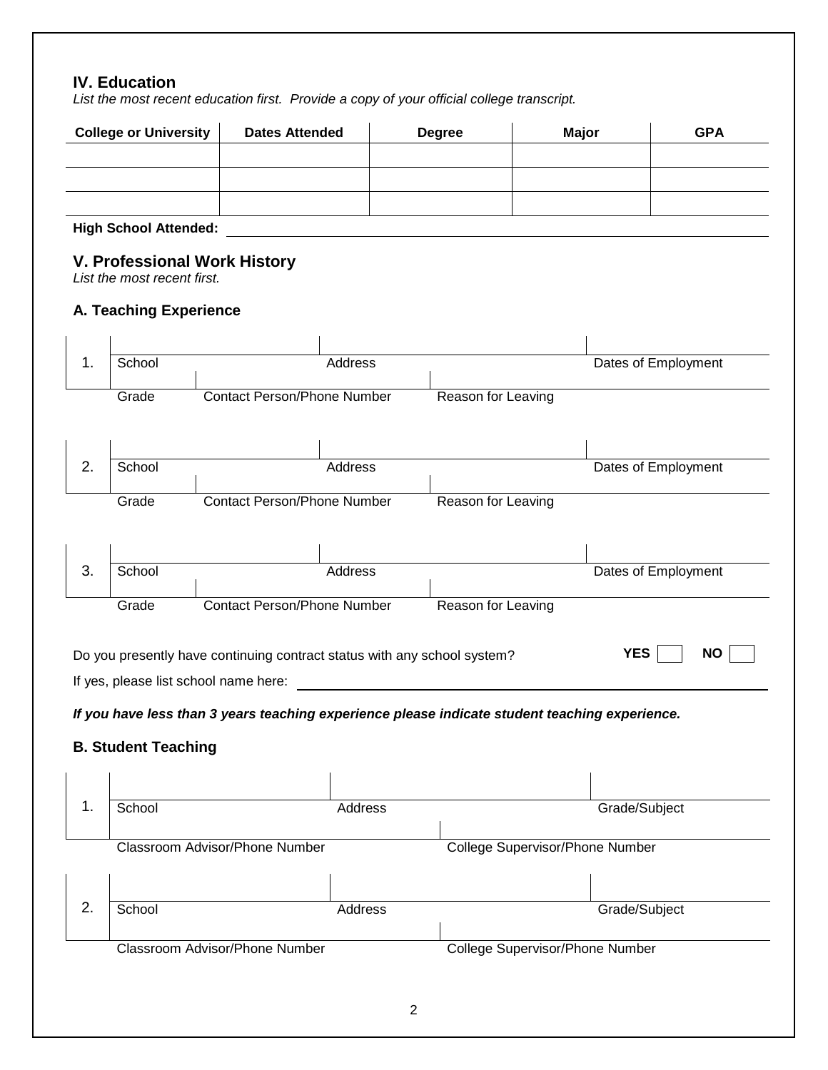## IV. Education

*List the most recent education first. Provide a copy of your official college transcript.*

| College or University | Dates Attended | Degree | Major | GPA |
|---|---|---|---|---|
| | | | | |
| | | | | |
| | | | | |

**High School Attended:** ____________________

## V. Professional Work History

*List the most recent first.*

### A. Teaching Experience

1.

| School | Address | Dates of Employment |
|---|---|---|
| | | |

| Grade | Contact Person/Phone Number | Reason for Leaving |
|---|---|---|
| | | |

2.

| School | Address | Dates of Employment |
|---|---|---|
| | | |

| Grade | Contact Person/Phone Number | Reason for Leaving |
|---|---|---|
| | | |

3.

| School | Address | Dates of Employment |
|---|---|---|
| | | |

| Grade | Contact Person/Phone Number | Reason for Leaving |
|---|---|---|
| | | |

Do you presently have continuing contract status with any school system? **YES** ☐ **NO** ☐

If yes, please list school name here: ____________________

***If you have less than 3 years teaching experience please indicate student teaching experience.***

### B. Student Teaching

1.

| School | Address | Grade/Subject |
|---|---|---|
| | | |

| Classroom Advisor/Phone Number | College Supervisor/Phone Number |
|---|---|
| | |

2.

| School | Address | Grade/Subject |
|---|---|---|
| | | |

| Classroom Advisor/Phone Number | College Supervisor/Phone Number |
|---|---|
| | |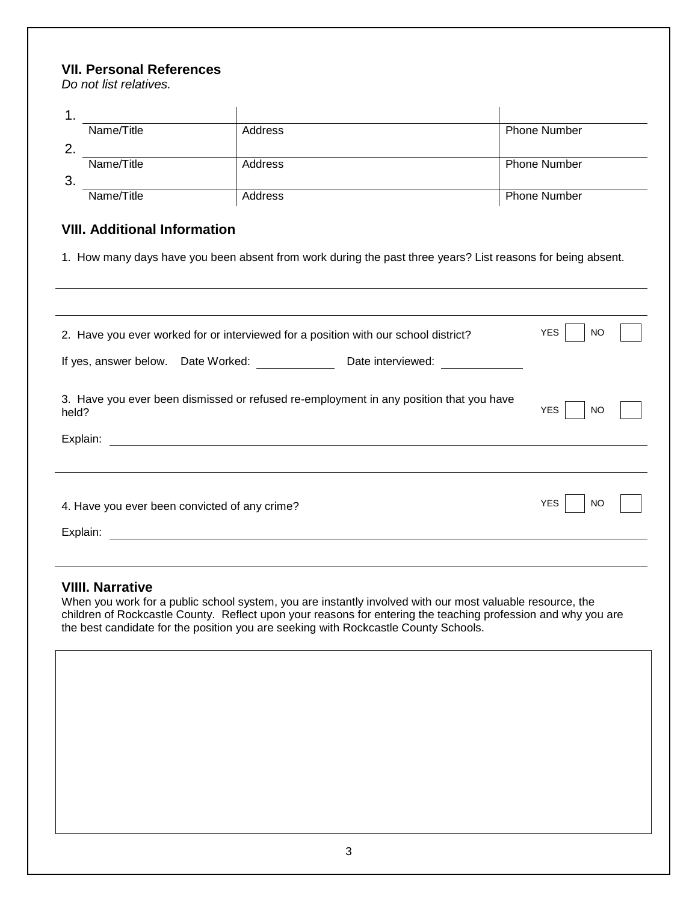## VII. Personal References

*Do not list relatives.*

| | Name/Title | Address | Phone Number |
|---|---|---|---|
| 1. | | | |
| 2. | | | |
| 3. | | | |

## VIII. Additional Information

1. How many days have you been absent from work during the past three years? List reasons for being absent.

2. Have you ever worked for or interviewed for a position with our school district? YES ☐ NO ☐

If yes, answer below. Date Worked: ____________ Date interviewed: ____________

3. Have you ever been dismissed or refused re-employment in any position that you have held? YES ☐ NO ☐

Explain: ________________________________________________

4. Have you ever been convicted of any crime? YES ☐ NO ☐

Explain: ________________________________________________

## VIIII. Narrative

When you work for a public school system, you are instantly involved with our most valuable resource, the children of Rockcastle County. Reflect upon your reasons for entering the teaching profession and why you are the best candidate for the position you are seeking with Rockcastle County Schools.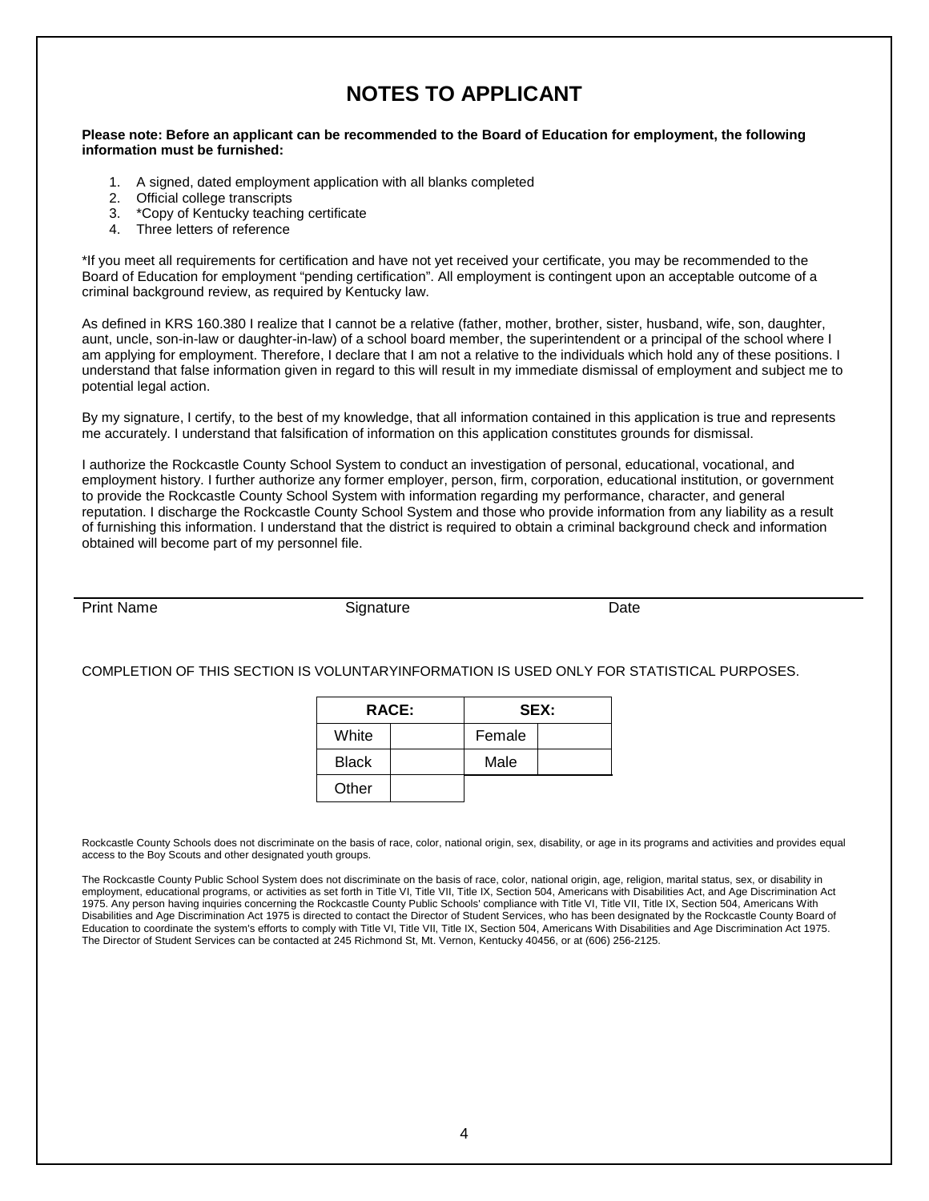# NOTES TO APPLICANT

**Please note: Before an applicant can be recommended to the Board of Education for employment, the following information must be furnished:**

1. A signed, dated employment application with all blanks completed
2. Official college transcripts
3. *Copy of Kentucky teaching certificate
4. Three letters of reference

*If you meet all requirements for certification and have not yet received your certificate, you may be recommended to the Board of Education for employment "pending certification". All employment is contingent upon an acceptable outcome of a criminal background review, as required by Kentucky law.

As defined in KRS 160.380 I realize that I cannot be a relative (father, mother, brother, sister, husband, wife, son, daughter, aunt, uncle, son-in-law or daughter-in-law) of a school board member, the superintendent or a principal of the school where I am applying for employment. Therefore, I declare that I am not a relative to the individuals which hold any of these positions. I understand that false information given in regard to this will result in my immediate dismissal of employment and subject me to potential legal action.

By my signature, I certify, to the best of my knowledge, that all information contained in this application is true and represents me accurately. I understand that falsification of information on this application constitutes grounds for dismissal.

I authorize the Rockcastle County School System to conduct an investigation of personal, educational, vocational, and employment history. I further authorize any former employer, person, firm, corporation, educational institution, or government to provide the Rockcastle County School System with information regarding my performance, character, and general reputation. I discharge the Rockcastle County School System and those who provide information from any liability as a result of furnishing this information. I understand that the district is required to obtain a criminal background check and information obtained will become part of my personnel file.

Print Name　　　　　　　　　　Signature　　　　　　　　　　Date

COMPLETION OF THIS SECTION IS VOLUNTARYINFORMATION IS USED ONLY FOR STATISTICAL PURPOSES.

| RACE: | | SEX: | |
|---|---|---|---|
| White | | Female | |
| Black | | Male | |
| Other | | | |

Rockcastle County Schools does not discriminate on the basis of race, color, national origin, sex, disability, or age in its programs and activities and provides equal access to the Boy Scouts and other designated youth groups.

The Rockcastle County Public School System does not discriminate on the basis of race, color, national origin, age, religion, marital status, sex, or disability in employment, educational programs, or activities as set forth in Title VI, Title VII, Title IX, Section 504, Americans with Disabilities Act, and Age Discrimination Act 1975. Any person having inquiries concerning the Rockcastle County Public Schools' compliance with Title VI, Title VII, Title IX, Section 504, Americans With Disabilities and Age Discrimination Act 1975 is directed to contact the Director of Student Services, who has been designated by the Rockcastle County Board of Education to coordinate the system's efforts to comply with Title VI, Title VII, Title IX, Section 504, Americans With Disabilities and Age Discrimination Act 1975. The Director of Student Services can be contacted at 245 Richmond St, Mt. Vernon, Kentucky 40456, or at (606) 256-2125.